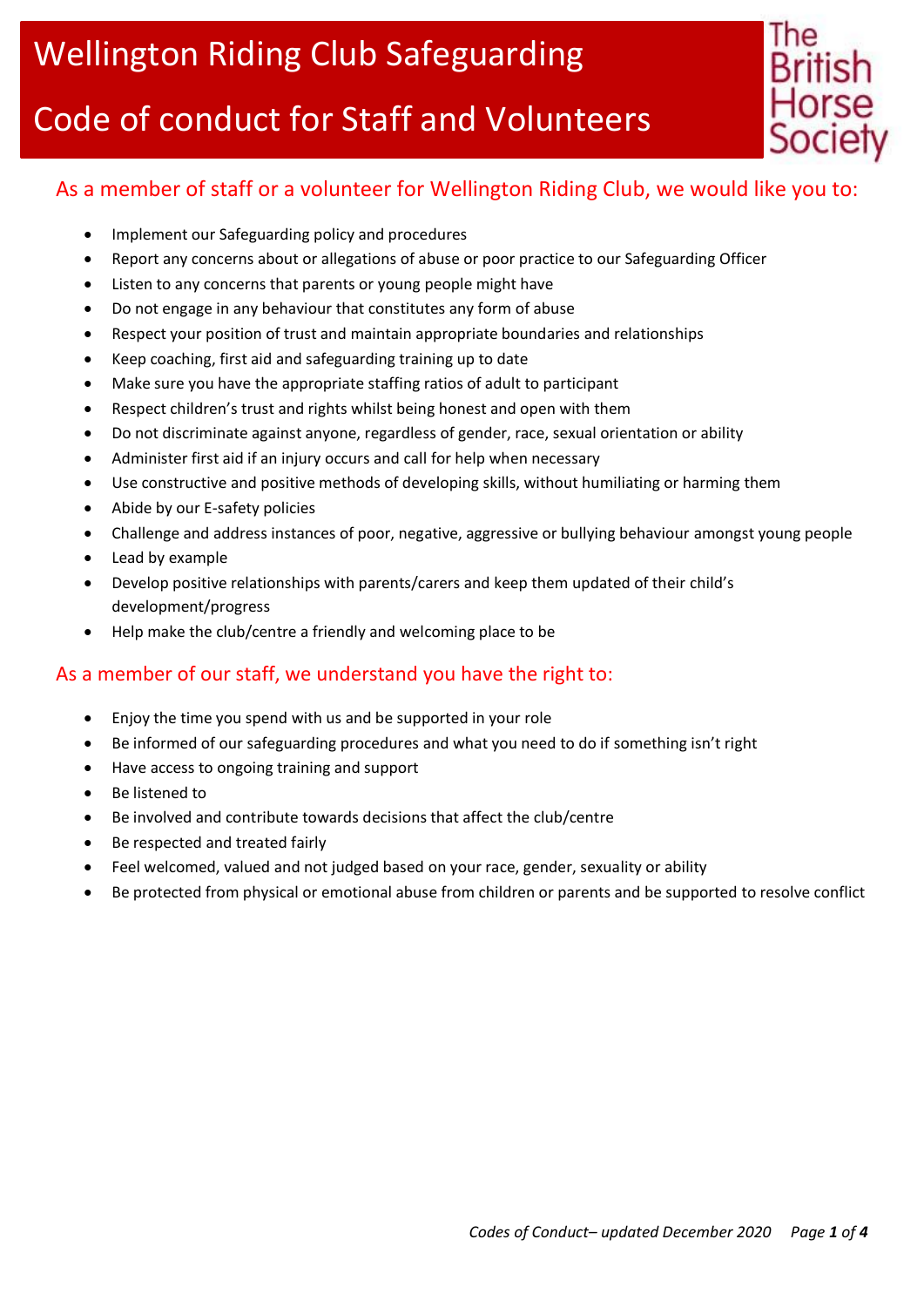# Wellington Riding Club Safeguarding

# Code of conduct for Staff and Volunteers

The British Horse Society

## As a member of staff or a volunteer for Wellington Riding Club, we would like you to:

- Implement our Safeguarding policy and procedures
- Report any concerns about or allegations of abuse or poor practice to our Safeguarding Officer
- Listen to any concerns that parents or young people might have
- Do not engage in any behaviour that constitutes any form of abuse
- Respect your position of trust and maintain appropriate boundaries and relationships
- Keep coaching, first aid and safeguarding training up to date
- Make sure you have the appropriate staffing ratios of adult to participant
- Respect children's trust and rights whilst being honest and open with them
- Do not discriminate against anyone, regardless of gender, race, sexual orientation or ability
- Administer first aid if an injury occurs and call for help when necessary
- Use constructive and positive methods of developing skills, without humiliating or harming them
- Abide by our E-safety policies
- Challenge and address instances of poor, negative, aggressive or bullying behaviour amongst young people
- Lead by example
- Develop positive relationships with parents/carers and keep them updated of their child's development/progress
- Help make the club/centre a friendly and welcoming place to be

## As a member of our staff, we understand you have the right to:

- Enjoy the time you spend with us and be supported in your role
- Be informed of our safeguarding procedures and what you need to do if something isn't right
- Have access to ongoing training and support
- Be listened to
- Be involved and contribute towards decisions that affect the club/centre
- Be respected and treated fairly
- Feel welcomed, valued and not judged based on your race, gender, sexuality or ability
- Be protected from physical or emotional abuse from children or parents and be supported to resolve conflict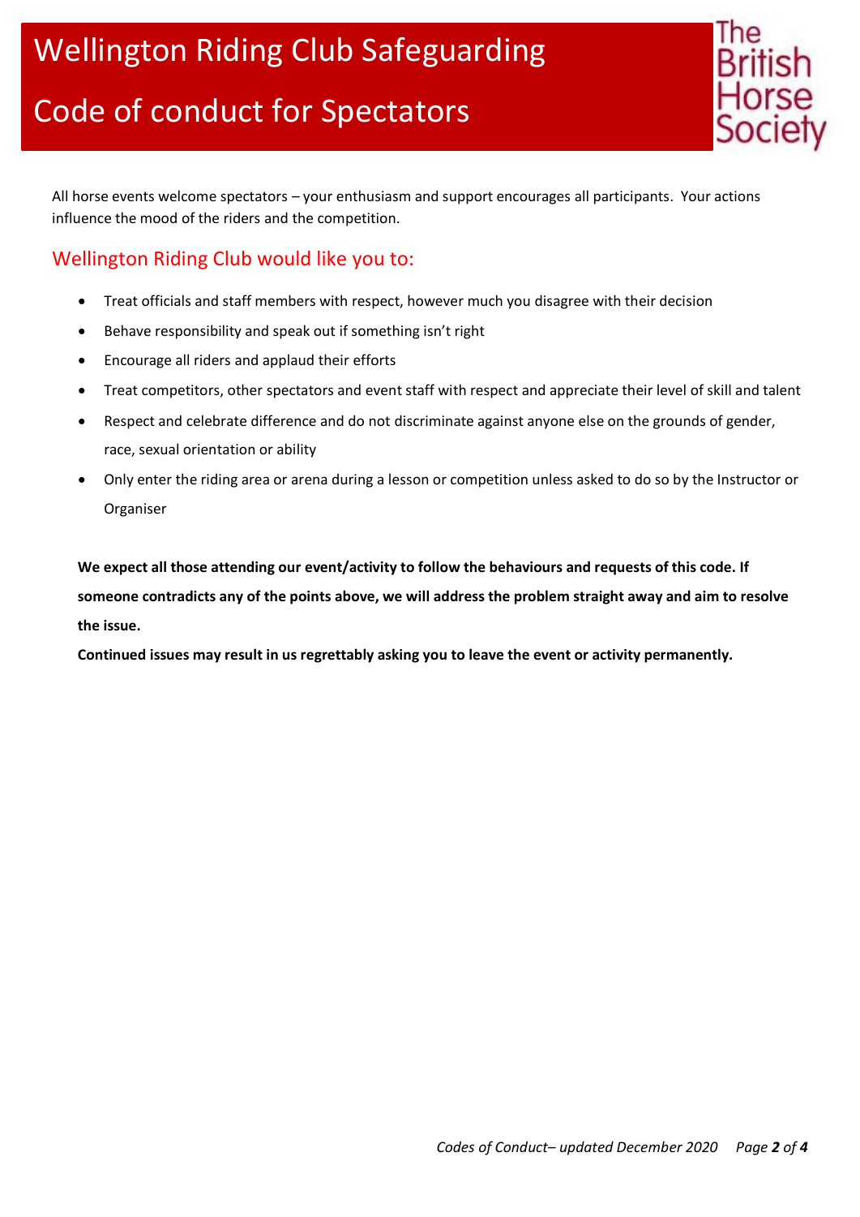# Wellington Riding Club Safeguarding

# Code of conduct for Spectators

The British Horse Society

All horse events welcome spectators – your enthusiasm and support encourages all participants. Your actions influence the mood of the riders and the competition.

## Wellington Riding Club would like you to:

- Treat officials and staff members with respect, however much you disagree with their decision
- Behave responsibility and speak out if something isn't right
- Encourage all riders and applaud their efforts
- Treat competitors, other spectators and event staff with respect and appreciate their level of skill and talent
- Respect and celebrate difference and do not discriminate against anyone else on the grounds of gender, race, sexual orientation or ability
- Only enter the riding area or arena during a lesson or competition unless asked to do so by the Instructor or Organiser

**We expect all those attending our event/activity to follow the behaviours and requests of this code. If someone contradicts any of the points above, we will address the problem straight away and aim to resolve the issue.**

**Continued issues may result in us regrettably asking you to leave the event or activity permanently.**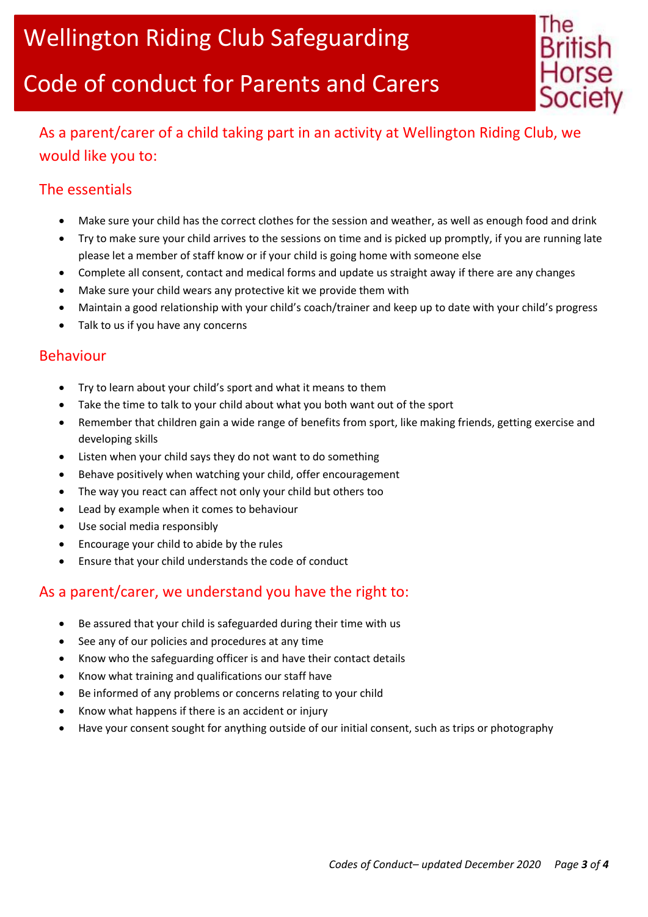# Wellington Riding Club Safeguarding

# Code of conduct for Parents and Carers

The British Horse Society

## As a parent/carer of a child taking part in an activity at Wellington Riding Club, we would like you to:

### The essentials

- Make sure your child has the correct clothes for the session and weather, as well as enough food and drink
- Try to make sure your child arrives to the sessions on time and is picked up promptly, if you are running late please let a member of staff know or if your child is going home with someone else
- Complete all consent, contact and medical forms and update us straight away if there are any changes
- Make sure your child wears any protective kit we provide them with
- Maintain a good relationship with your child's coach/trainer and keep up to date with your child's progress
- Talk to us if you have any concerns

### Behaviour

- Try to learn about your child's sport and what it means to them
- Take the time to talk to your child about what you both want out of the sport
- Remember that children gain a wide range of benefits from sport, like making friends, getting exercise and developing skills
- Listen when your child says they do not want to do something
- Behave positively when watching your child, offer encouragement
- The way you react can affect not only your child but others too
- Lead by example when it comes to behaviour
- Use social media responsibly
- Encourage your child to abide by the rules
- Ensure that your child understands the code of conduct

## As a parent/carer, we understand you have the right to:

- Be assured that your child is safeguarded during their time with us
- See any of our policies and procedures at any time
- Know who the safeguarding officer is and have their contact details
- Know what training and qualifications our staff have
- Be informed of any problems or concerns relating to your child
- Know what happens if there is an accident or injury
- Have your consent sought for anything outside of our initial consent, such as trips or photography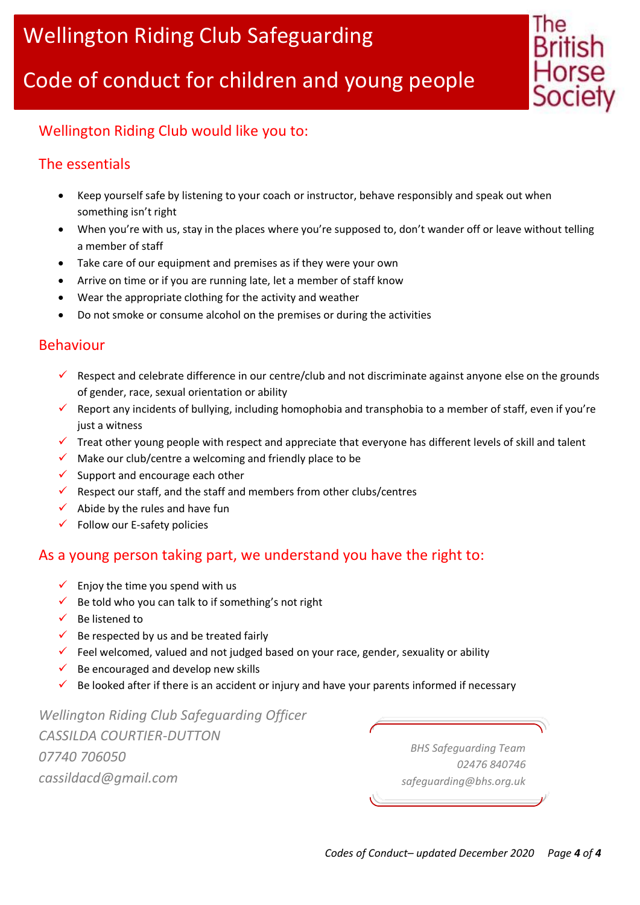# Wellington Riding Club Safeguarding

# Code of conduct for children and young people

The British Horse Society

## Wellington Riding Club would like you to:

### The essentials

- Keep yourself safe by listening to your coach or instructor, behave responsibly and speak out when something isn't right
- When you're with us, stay in the places where you're supposed to, don't wander off or leave without telling a member of staff
- Take care of our equipment and premises as if they were your own
- Arrive on time or if you are running late, let a member of staff know
- Wear the appropriate clothing for the activity and weather
- Do not smoke or consume alcohol on the premises or during the activities

### Behaviour

- ✓ Respect and celebrate difference in our centre/club and not discriminate against anyone else on the grounds of gender, race, sexual orientation or ability
- ✓ Report any incidents of bullying, including homophobia and transphobia to a member of staff, even if you're just a witness
- ✓ Treat other young people with respect and appreciate that everyone has different levels of skill and talent
- ✓ Make our club/centre a welcoming and friendly place to be
- ✓ Support and encourage each other
- ✓ Respect our staff, and the staff and members from other clubs/centres
- ✓ Abide by the rules and have fun
- ✓ Follow our E-safety policies

### As a young person taking part, we understand you have the right to:

- ✓ Enjoy the time you spend with us
- ✓ Be told who you can talk to if something's not right
- ✓ Be listened to
- ✓ Be respected by us and be treated fairly
- ✓ Feel welcomed, valued and not judged based on your race, gender, sexuality or ability
- ✓ Be encouraged and develop new skills
- ✓ Be looked after if there is an accident or injury and have your parents informed if necessary

*Wellington Riding Club Safeguarding Officer*
*CASSILDA COURTIER-DUTTON*
*07740 706050*
*cassildacd@gmail.com*

*BHS Safeguarding Team*
*02476 840746*
*safeguarding@bhs.org.uk*

*Codes of Conduct– updated December 2020*